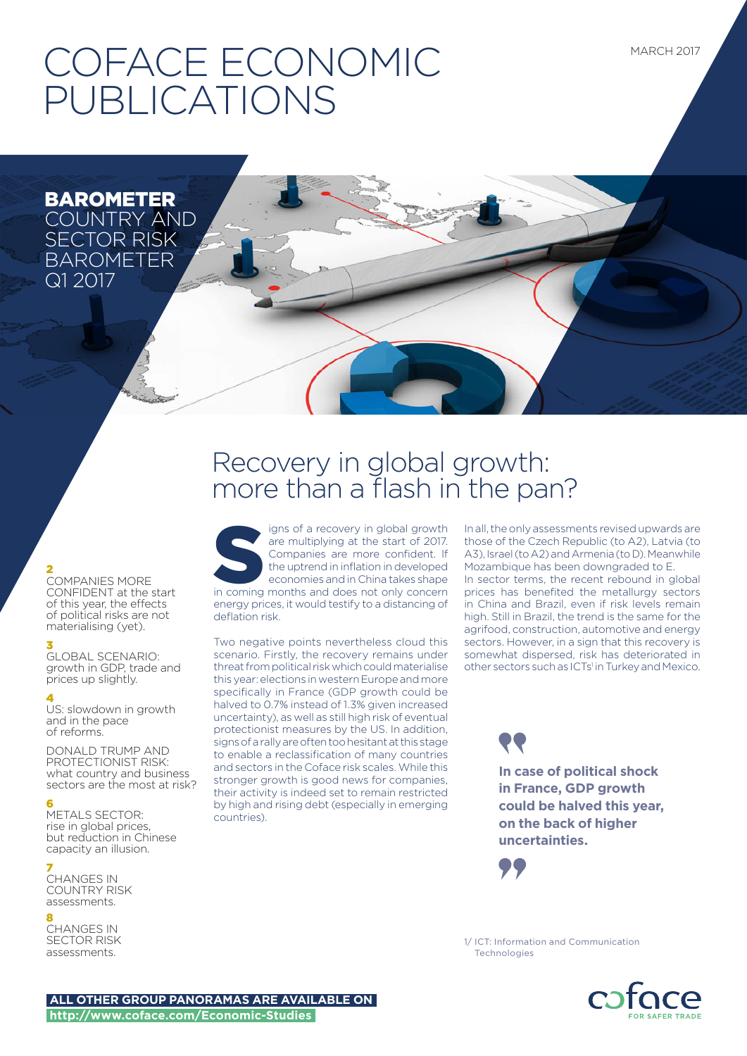# COFACE ECONOMIC PUBLICATIONS

MARCH 2017

**BAROMETER**
COUNTRY AND SECTOR RISK BAROMETER Q1 2017

**2** COMPANIES MORE CONFIDENT at the start of this year, the effects of political risks are not materialising (yet).

**3** GLOBAL SCENARIO: growth in GDP, trade and prices up slightly.

**4** US: slowdown in growth and in the pace of reforms.

DONALD TRUMP AND PROTECTIONIST RISK: what country and business sectors are the most at risk?

**6** METALS SECTOR: rise in global prices, but reduction in Chinese capacity an illusion.

**7** CHANGES IN COUNTRY RISK assessments.

**8** CHANGES IN SECTOR RISK assessments.

## Recovery in global growth: more than a flash in the pan?

Signs of a recovery in global growth are multiplying at the start of 2017. Companies are more confident. If the uptrend in inflation in developed economies and in China takes shape in coming months and does not only concern energy prices, it would testify to a distancing of deflation risk.

Two negative points nevertheless cloud this scenario. Firstly, the recovery remains under threat from political risk which could materialise this year: elections in western Europe and more specifically in France (GDP growth could be halved to 0.7% instead of 1.3% given increased uncertainty), as well as still high risk of eventual protectionist measures by the US. In addition, signs of a rally are often too hesitant at this stage to enable a reclassification of many countries and sectors in the Coface risk scales. While this stronger growth is good news for companies, their activity is indeed set to remain restricted by high and rising debt (especially in emerging countries).

In all, the only assessments revised upwards are those of the Czech Republic (to A2), Latvia (to A3), Israel (to A2) and Armenia (to D). Meanwhile Mozambique has been downgraded to E.

In sector terms, the recent rebound in global prices has benefited the metallurgy sectors in China and Brazil, even if risk levels remain high. Still in Brazil, the trend is the same for the agrifood, construction, automotive and energy sectors. However, in a sign that this recovery is somewhat dispersed, risk has deteriorated in other sectors such as ICTs[1] in Turkey and Mexico.

> **In case of political shock in France, GDP growth could be halved this year, on the back of higher uncertainties.**

1/ ICT: Information and Communication Technologies

**ALL OTHER GROUP PANORAMAS ARE AVAILABLE ON http://www.coface.com/Economic-Studies**

coface FOR SAFER TRADE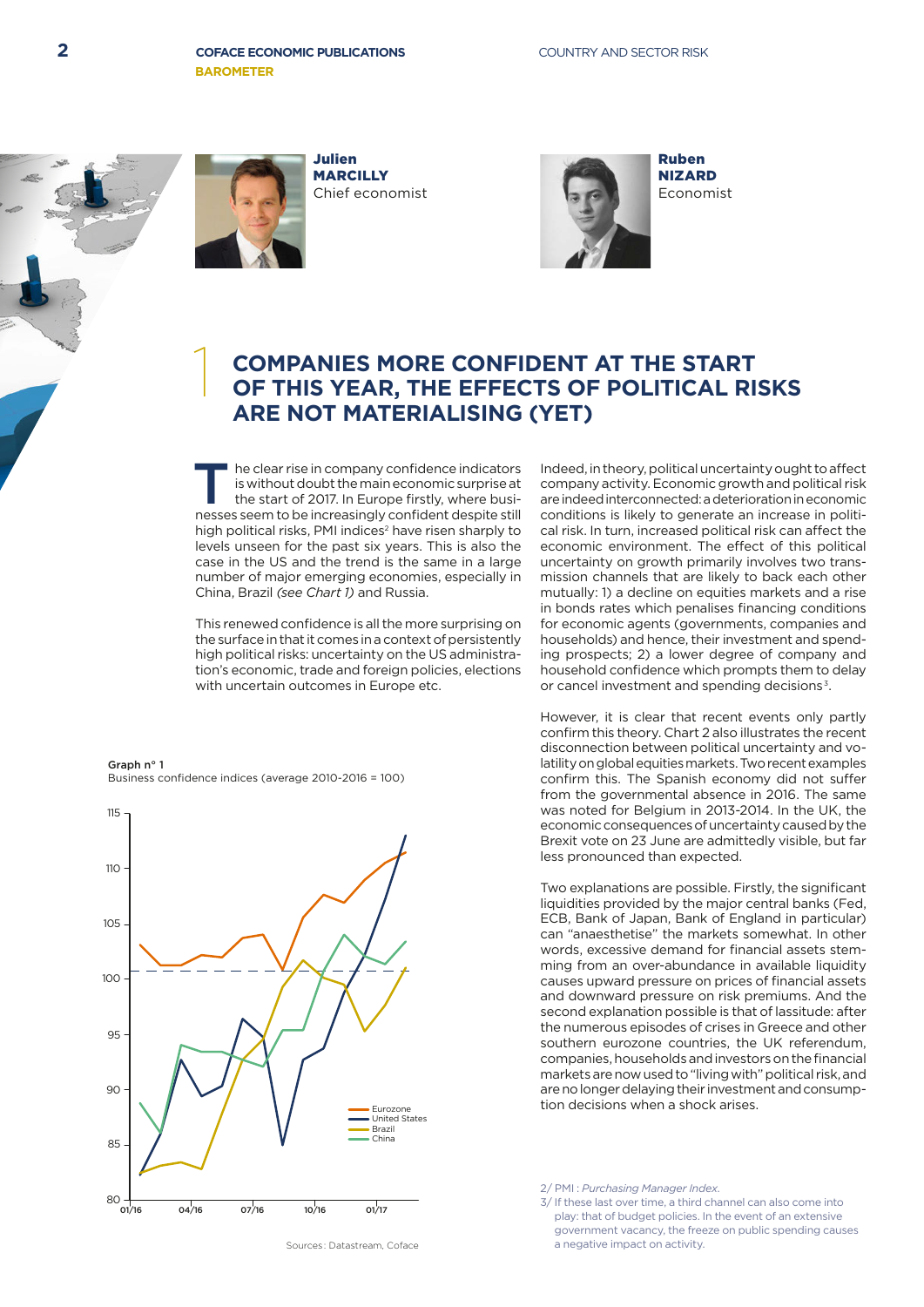Julien **MARCILLY**
Chief economist

Ruben **NIZARD**
Economist

# 1 COMPANIES MORE CONFIDENT AT THE START OF THIS YEAR, THE EFFECTS OF POLITICAL RISKS ARE NOT MATERIALISING (YET)

The clear rise in company confidence indicators is without doubt the main economic surprise at the start of 2017. In Europe firstly, where businesses seem to be increasingly confident despite still high political risks, PMI indices[2] have risen sharply to levels unseen for the past six years. This is also the case in the US and the trend is the same in a large number of major emerging economies, especially in China, Brazil *(see Chart 1)* and Russia.

This renewed confidence is all the more surprising on the surface in that it comes in a context of persistently high political risks: uncertainty on the US administration's economic, trade and foreign policies, elections with uncertain outcomes in Europe etc.

Graph n° 1
Business confidence indices (average 2010-2016 = 100)

Sources: Datastream, Coface

Indeed, in theory, political uncertainty ought to affect company activity. Economic growth and political risk are indeed interconnected: a deterioration in economic conditions is likely to generate an increase in political risk. In turn, increased political risk can affect the economic environment. The effect of this political uncertainty on growth primarily involves two transmission channels that are likely to back each other mutually: 1) a decline on equities markets and a rise in bonds rates which penalises financing conditions for economic agents (governments, companies and households) and hence, their investment and spending prospects; 2) a lower degree of company and household confidence which prompts them to delay or cancel investment and spending decisions[3].

However, it is clear that recent events only partly confirm this theory. Chart 2 also illustrates the recent disconnection between political uncertainty and volatility on global equities markets. Two recent examples confirm this. The Spanish economy did not suffer from the governmental absence in 2016. The same was noted for Belgium in 2013-2014. In the UK, the economic consequences of uncertainty caused by the Brexit vote on 23 June are admittedly visible, but far less pronounced than expected.

Two explanations are possible. Firstly, the significant liquidities provided by the major central banks (Fed, ECB, Bank of Japan, Bank of England in particular) can "anaesthetise" the markets somewhat. In other words, excessive demand for financial assets stemming from an over-abundance in available liquidity causes upward pressure on prices of financial assets and downward pressure on risk premiums. And the second explanation possible is that of lassitude: after the numerous episodes of crises in Greece and other southern eurozone countries, the UK referendum, companies, households and investors on the financial markets are now used to "living with" political risk, and are no longer delaying their investment and consumption decisions when a shock arises.

2/ PMI : *Purchasing Manager Index.*
3/ If these last over time, a third channel can also come into play: that of budget policies. In the event of an extensive government vacancy, the freeze on public spending causes a negative impact on activity.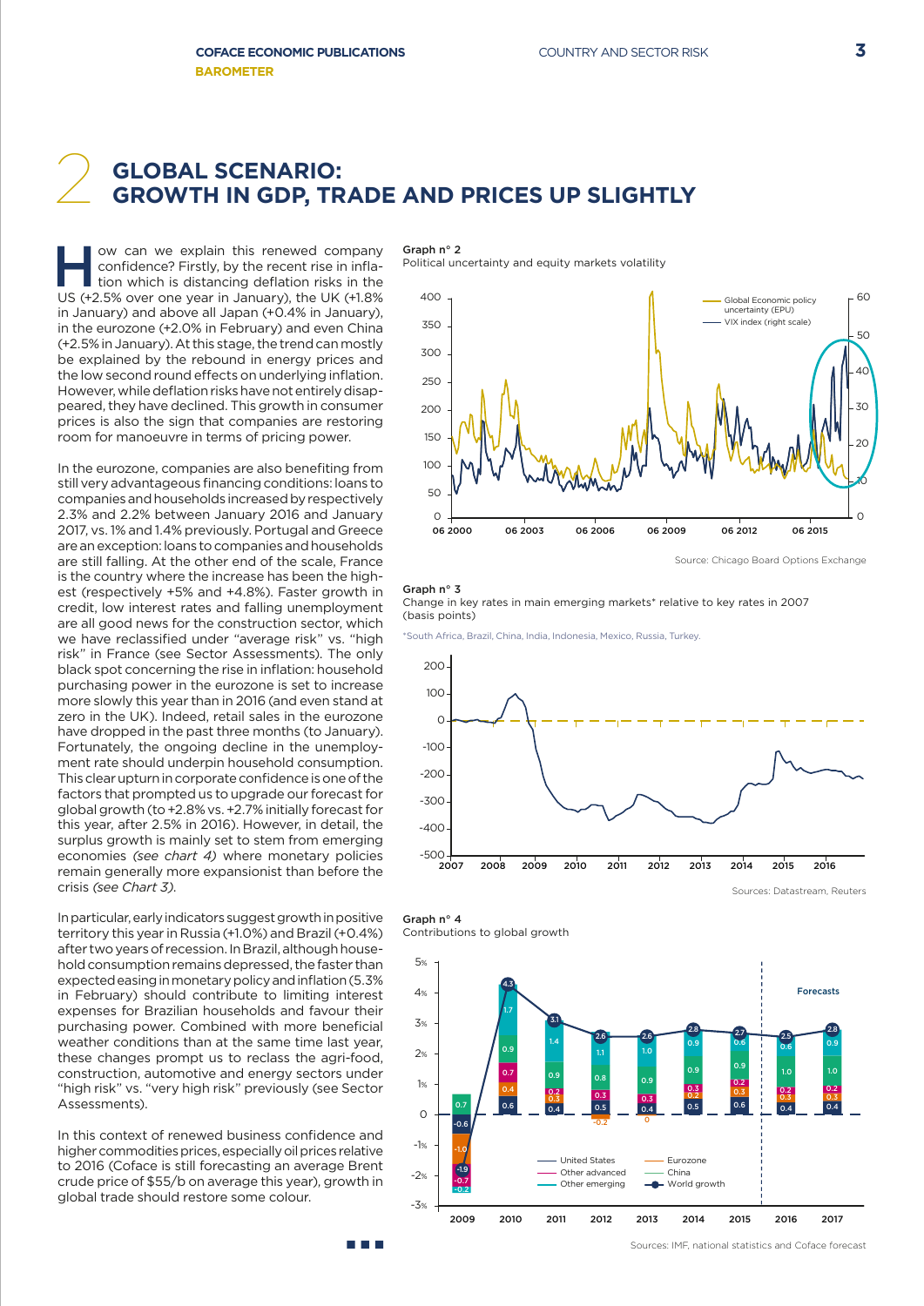## 2 GLOBAL SCENARIO: GROWTH IN GDP, TRADE AND PRICES UP SLIGHTLY

How can we explain this renewed company confidence? Firstly, by the recent rise in inflation which is distancing deflation risks in the US (+2.5% over one year in January), the UK (+1.8% in January) and above all Japan (+0.4% in January), in the eurozone (+2.0% in February) and even China (+2.5% in January). At this stage, the trend can mostly be explained by the rebound in energy prices and the low second round effects on underlying inflation. However, while deflation risks have not entirely disappeared, they have declined. This growth in consumer prices is also the sign that companies are restoring room for manoeuvre in terms of pricing power.

In the eurozone, companies are also benefiting from still very advantageous financing conditions: loans to companies and households increased by respectively 2.3% and 2.2% between January 2016 and January 2017, vs. 1% and 1.4% previously. Portugal and Greece are an exception: loans to companies and households are still falling. At the other end of the scale, France is the country where the increase has been the highest (respectively +5% and +4.8%). Faster growth in credit, low interest rates and falling unemployment are all good news for the construction sector, which we have reclassified under "average risk" vs. "high risk" in France (see Sector Assessments). The only black spot concerning the rise in inflation: household purchasing power in the eurozone is set to increase more slowly this year than in 2016 (and even stand at zero in the UK). Indeed, retail sales in the eurozone have dropped in the past three months (to January). Fortunately, the ongoing decline in the unemployment rate should underpin household consumption. This clear upturn in corporate confidence is one of the factors that prompted us to upgrade our forecast for global growth (to +2.8% vs. +2.7% initially forecast for this year, after 2.5% in 2016). However, in detail, the surplus growth is mainly set to stem from emerging economies *(see chart 4)* where monetary policies remain generally more expansionist than before the crisis *(see Chart 3)*.

In particular, early indicators suggest growth in positive territory this year in Russia (+1.0%) and Brazil (+0.4%) after two years of recession. In Brazil, although household consumption remains depressed, the faster than expected easing in monetary policy and inflation (5.3% in February) should contribute to limiting interest expenses for Brazilian households and favour their purchasing power. Combined with more beneficial weather conditions than at the same time last year, these changes prompt us to reclass the agri-food, construction, automotive and energy sectors under "high risk" vs. "very high risk" previously (see Sector Assessments).

In this context of renewed business confidence and higher commodities prices, especially oil prices relative to 2016 (Coface is still forecasting an average Brent crude price of $55/b on average this year), growth in global trade should restore some colour.

**Graph n° 2**
Political uncertainty and equity markets volatility

Source: Chicago Board Options Exchange

**Graph n° 3**
Change in key rates in main emerging markets* relative to key rates in 2007 (basis points)

*South Africa, Brazil, China, India, Indonesia, Mexico, Russia, Turkey.

Sources: Datastream, Reuters

**Graph n° 4**
Contributions to global growth

Sources: IMF, national statistics and Coface forecast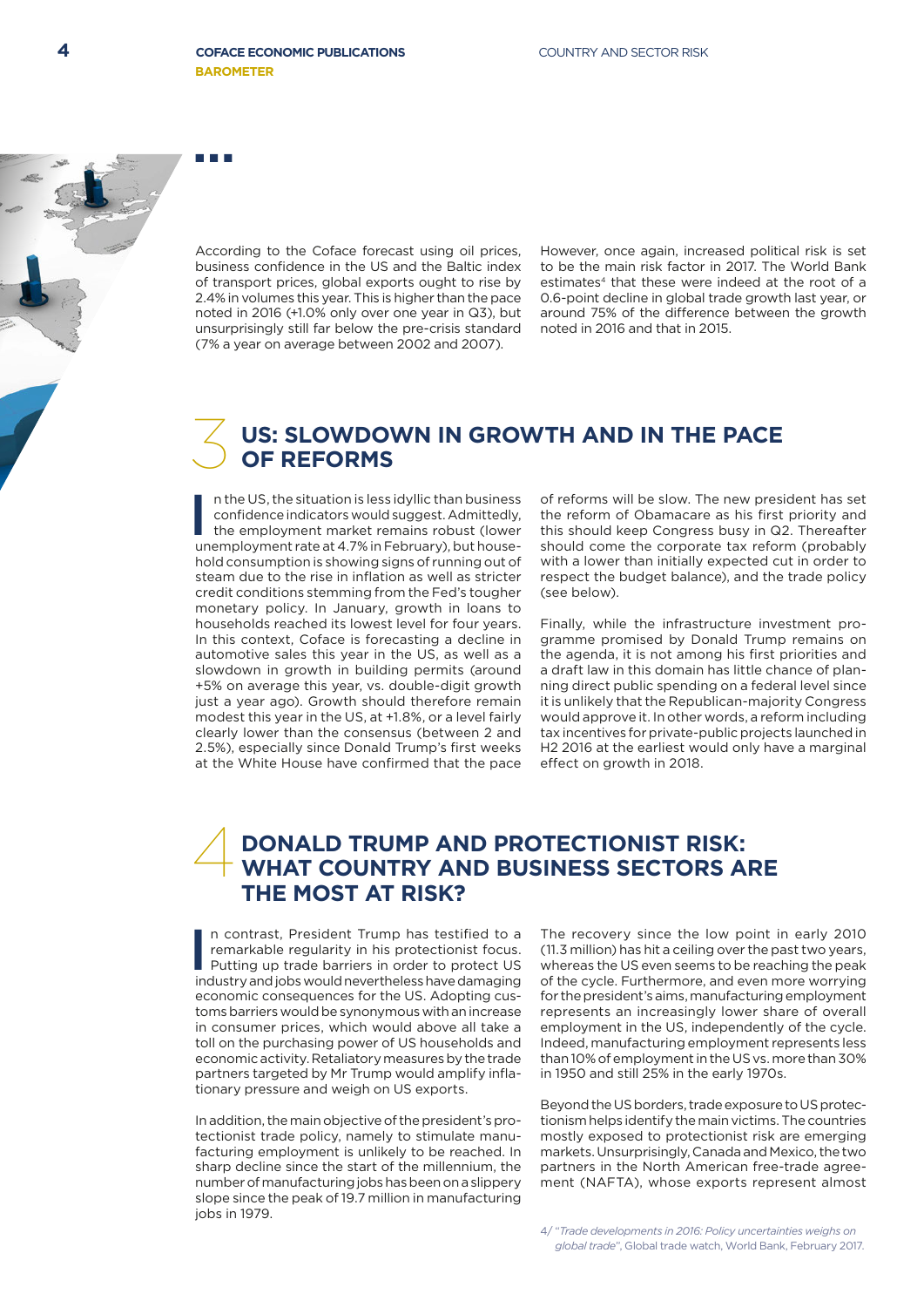According to the Coface forecast using oil prices, business confidence in the US and the Baltic index of transport prices, global exports ought to rise by 2.4% in volumes this year. This is higher than the pace noted in 2016 (+1.0% only over one year in Q3), but unsurprisingly still far below the pre-crisis standard (7% a year on average between 2002 and 2007).

However, once again, increased political risk is set to be the main risk factor in 2017. The World Bank estimates[4] that these were indeed at the root of a 0.6-point decline in global trade growth last year, or around 75% of the difference between the growth noted in 2016 and that in 2015.

## 3 US: SLOWDOWN IN GROWTH AND IN THE PACE OF REFORMS

In the US, the situation is less idyllic than business confidence indicators would suggest. Admittedly, the employment market remains robust (lower unemployment rate at 4.7% in February), but household consumption is showing signs of running out of steam due to the rise in inflation as well as stricter credit conditions stemming from the Fed's tougher monetary policy. In January, growth in loans to households reached its lowest level for four years. In this context, Coface is forecasting a decline in automotive sales this year in the US, as well as a slowdown in growth in building permits (around +5% on average this year, vs. double-digit growth just a year ago). Growth should therefore remain modest this year in the US, at +1.8%, or a level fairly clearly lower than the consensus (between 2 and 2.5%), especially since Donald Trump's first weeks at the White House have confirmed that the pace of reforms will be slow. The new president has set the reform of Obamacare as his first priority and this should keep Congress busy in Q2. Thereafter should come the corporate tax reform (probably with a lower than initially expected cut in order to respect the budget balance), and the trade policy (see below).

Finally, while the infrastructure investment programme promised by Donald Trump remains on the agenda, it is not among his first priorities and a draft law in this domain has little chance of planning direct public spending on a federal level since it is unlikely that the Republican-majority Congress would approve it. In other words, a reform including tax incentives for private-public projects launched in H2 2016 at the earliest would only have a marginal effect on growth in 2018.

## 4 DONALD TRUMP AND PROTECTIONIST RISK: WHAT COUNTRY AND BUSINESS SECTORS ARE THE MOST AT RISK?

In contrast, President Trump has testified to a remarkable regularity in his protectionist focus. Putting up trade barriers in order to protect US industry and jobs would nevertheless have damaging economic consequences for the US. Adopting customs barriers would be synonymous with an increase in consumer prices, which would above all take a toll on the purchasing power of US households and economic activity. Retaliatory measures by the trade partners targeted by Mr Trump would amplify inflationary pressure and weigh on US exports.

In addition, the main objective of the president's protectionist trade policy, namely to stimulate manufacturing employment is unlikely to be reached. In sharp decline since the start of the millennium, the number of manufacturing jobs has been on a slippery slope since the peak of 19.7 million in manufacturing jobs in 1979. The recovery since the low point in early 2010 (11.3 million) has hit a ceiling over the past two years, whereas the US even seems to be reaching the peak of the cycle. Furthermore, and even more worrying for the president's aims, manufacturing employment represents an increasingly lower share of overall employment in the US, independently of the cycle. Indeed, manufacturing employment represents less than 10% of employment in the US vs. more than 30% in 1950 and still 25% in the early 1970s.

Beyond the US borders, trade exposure to US protectionism helps identify the main victims. The countries mostly exposed to protectionist risk are emerging markets. Unsurprisingly, Canada and Mexico, the two partners in the North American free-trade agreement (NAFTA), whose exports represent almost

4/ "*Trade developments in 2016: Policy uncertainties weighs on global trade*", Global trade watch, World Bank, February 2017.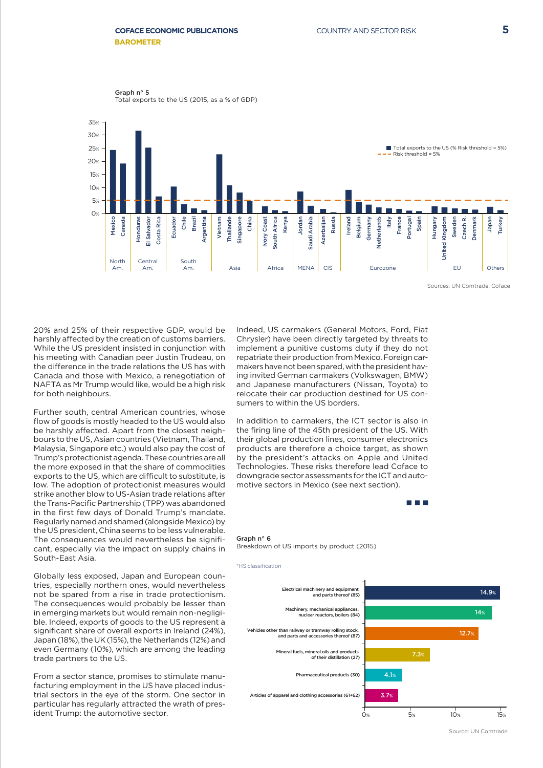**Graph n° 5**
Total exports to the US (2015, as a % of GDP)

Sources: UN Comtrade, Coface

20% and 25% of their respective GDP, would be harshly affected by the creation of customs barriers. While the US president insisted in conjunction with his meeting with Canadian peer Justin Trudeau, on the difference in the trade relations the US has with Canada and those with Mexico, a renegotiation of NAFTA as Mr Trump would like, would be a high risk for both neighbours.

Further south, central American countries, whose flow of goods is mostly headed to the US would also be harshly affected. Apart from the closest neighbours to the US, Asian countries (Vietnam, Thailand, Malaysia, Singapore etc.) would also pay the cost of Trump's protectionist agenda. These countries are all the more exposed in that the share of commodities exports to the US, which are difficult to substitute, is low. The adoption of protectionist measures would strike another blow to US-Asian trade relations after the Trans-Pacific Partnership (TPP) was abandoned in the first few days of Donald Trump's mandate. Regularly named and shamed (alongside Mexico) by the US president, China seems to be less vulnerable. The consequences would nevertheless be significant, especially via the impact on supply chains in South-East Asia.

Globally less exposed, Japan and European countries, especially northern ones, would nevertheless not be spared from a rise in trade protectionism. The consequences would probably be lesser than in emerging markets but would remain non-negligible. Indeed, exports of goods to the US represent a significant share of overall exports in Ireland (24%), Japan (18%), the UK (15%), the Netherlands (12%) and even Germany (10%), which are among the leading trade partners to the US.

From a sector stance, promises to stimulate manufacturing employment in the US have placed industrial sectors in the eye of the storm. One sector in particular has regularly attracted the wrath of president Trump: the automotive sector.

Indeed, US carmakers (General Motors, Ford, Fiat Chrysler) have been directly targeted by threats to implement a punitive customs duty if they do not repatriate their production from Mexico. Foreign carmakers have not been spared, with the president having invited German carmakers (Volkswagen, BMW) and Japanese manufacturers (Nissan, Toyota) to relocate their car production destined for US consumers to within the US borders.

In addition to carmakers, the ICT sector is also in the firing line of the 45th president of the US. With their global production lines, consumer electronics products are therefore a choice target, as shown by the president's attacks on Apple and United Technologies. These risks therefore lead Coface to downgrade sector assessments for the ICT and automotive sectors in Mexico (see next section).

**Graph n° 6**
Breakdown of US imports by product (2015)

*HS classification

| Product | Share |
|---|---|
| Electrical machinery and equipment and parts thereof (85) | 14.9% |
| Machinery, mechanical appliances, nuclear reactors, boilers (84) | 14% |
| Vehicles other than railway or tramway rolling stock, and parts and accessories thereof (87) | 12.7% |
| Mineral fuels, mineral oils and products of their distillation (27) | 7.3% |
| Pharmaceutical products (30) | 4.1% |
| Articles of apparel and clothing accessories (61+62) | 3.7% |

Source: UN Comtrade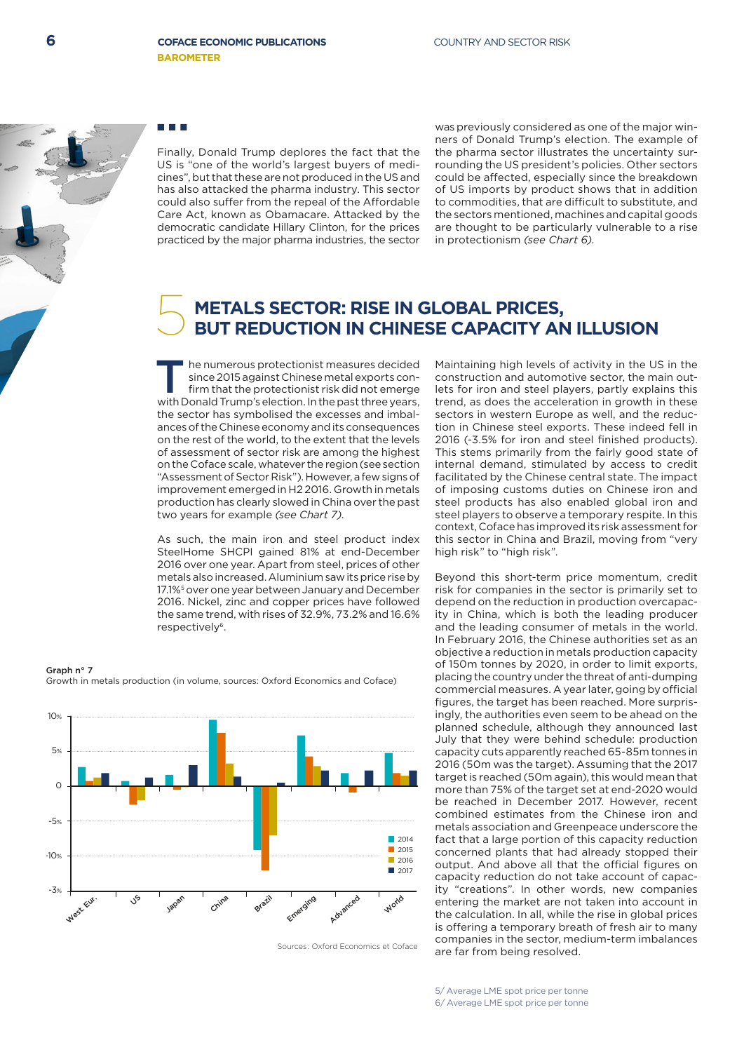Finally, Donald Trump deplores the fact that the US is "one of the world's largest buyers of medicines", but that these are not produced in the US and has also attacked the pharma industry. This sector could also suffer from the repeal of the Affordable Care Act, known as Obamacare. Attacked by the democratic candidate Hillary Clinton, for the prices practiced by the major pharma industries, the sector was previously considered as one of the major winners of Donald Trump's election. The example of the pharma sector illustrates the uncertainty surrounding the US president's policies. Other sectors could be affected, especially since the breakdown of US imports by product shows that in addition to commodities, that are difficult to substitute, and the sectors mentioned, machines and capital goods are thought to be particularly vulnerable to a rise in protectionism *(see Chart 6)*.

## 5 METALS SECTOR: RISE IN GLOBAL PRICES, BUT REDUCTION IN CHINESE CAPACITY AN ILLUSION

The numerous protectionist measures decided since 2015 against Chinese metal exports confirm that the protectionist risk did not emerge with Donald Trump's election. In the past three years, the sector has symbolised the excesses and imbalances of the Chinese economy and its consequences on the rest of the world, to the extent that the levels of assessment of sector risk are among the highest on the Coface scale, whatever the region (see section "Assessment of Sector Risk"). However, a few signs of improvement emerged in H2 2016. Growth in metals production has clearly slowed in China over the past two years for example *(see Chart 7)*.

As such, the main iron and steel product index SteelHome SHCPI gained 81% at end-December 2016 over one year. Apart from steel, prices of other metals also increased. Aluminium saw its price rise by 17.1%[5] over one year between January and December 2016. Nickel, zinc and copper prices have followed the same trend, with rises of 32.9%, 73.2% and 16.6% respectively[6].

**Graph n° 7**
Growth in metals production (in volume, sources: Oxford Economics and Coface)

Sources: Oxford Economics et Coface

Maintaining high levels of activity in the US in the construction and automotive sector, the main outlets for iron and steel players, partly explains this trend, as does the acceleration in growth in these sectors in western Europe as well, and the reduction in Chinese steel exports. These indeed fell in 2016 (-3.5% for iron and steel finished products). This stems primarily from the fairly good state of internal demand, stimulated by access to credit facilitated by the Chinese central state. The impact of imposing customs duties on Chinese iron and steel products has also enabled global iron and steel players to observe a temporary respite. In this context, Coface has improved its risk assessment for this sector in China and Brazil, moving from "very high risk" to "high risk".

Beyond this short-term price momentum, credit risk for companies in the sector is primarily set to depend on the reduction in production overcapacity in China, which is both the leading producer and the leading consumer of metals in the world. In February 2016, the Chinese authorities set as an objective a reduction in metals production capacity of 150m tonnes by 2020, in order to limit exports, placing the country under the threat of anti-dumping commercial measures. A year later, going by official figures, the target has been reached. More surprisingly, the authorities even seem to be ahead on the planned schedule, although they announced last July that they were behind schedule: production capacity cuts apparently reached 65-85m tonnes in 2016 (50m was the target). Assuming that the 2017 target is reached (50m again), this would mean that more than 75% of the target set at end-2020 would be reached in December 2017. However, recent combined estimates from the Chinese iron and metals association and Greenpeace underscore the fact that a large portion of this capacity reduction concerned plants that had already stopped their output. And above all that the official figures on capacity reduction do not take account of capacity "creations". In other words, new companies entering the market are not taken into account in the calculation. In all, while the rise in global prices is offering a temporary breath of fresh air to many companies in the sector, medium-term imbalances are far from being resolved.

5/ Average LME spot price per tonne
6/ Average LME spot price per tonne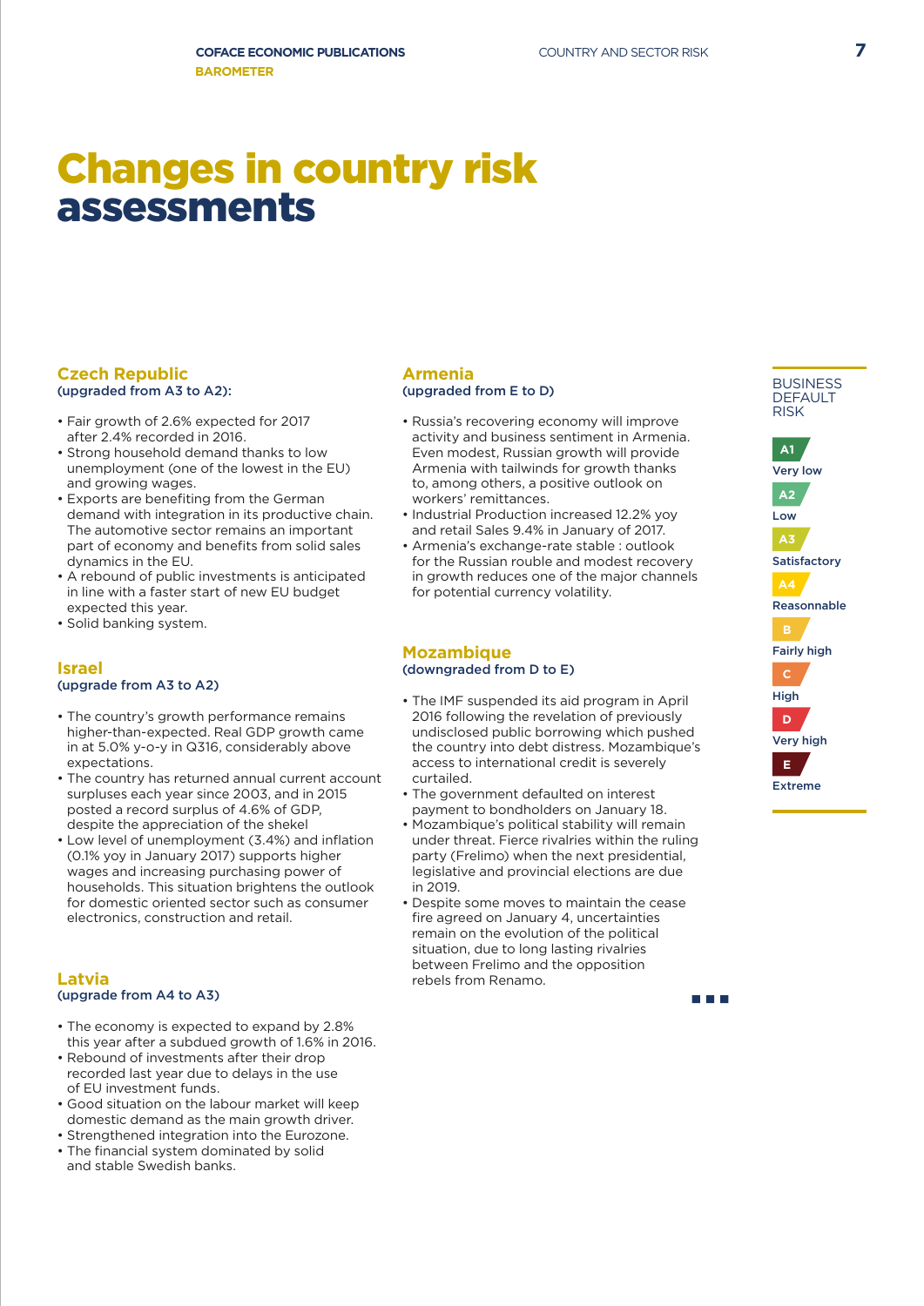# Changes in country risk assessments

## Czech Republic
**(upgraded from A3 to A2):**

- Fair growth of 2.6% expected for 2017 after 2.4% recorded in 2016.
- Strong household demand thanks to low unemployment (one of the lowest in the EU) and growing wages.
- Exports are benefiting from the German demand with integration in its productive chain. The automotive sector remains an important part of economy and benefits from solid sales dynamics in the EU.
- A rebound of public investments is anticipated in line with a faster start of new EU budget expected this year.
- Solid banking system.

## Israel
**(upgrade from A3 to A2)**

- The country's growth performance remains higher-than-expected. Real GDP growth came in at 5.0% y-o-y in Q316, considerably above expectations.
- The country has returned annual current account surpluses each year since 2003, and in 2015 posted a record surplus of 4.6% of GDP, despite the appreciation of the shekel
- Low level of unemployment (3.4%) and inflation (0.1% yoy in January 2017) supports higher wages and increasing purchasing power of households. This situation brightens the outlook for domestic oriented sector such as consumer electronics, construction and retail.

## Latvia
**(upgrade from A4 to A3)**

- The economy is expected to expand by 2.8% this year after a subdued growth of 1.6% in 2016.
- Rebound of investments after their drop recorded last year due to delays in the use of EU investment funds.
- Good situation on the labour market will keep domestic demand as the main growth driver.
- Strengthened integration into the Eurozone.
- The financial system dominated by solid and stable Swedish banks.

## Armenia
**(upgraded from E to D)**

- Russia's recovering economy will improve activity and business sentiment in Armenia. Even modest, Russian growth will provide Armenia with tailwinds for growth thanks to, among others, a positive outlook on workers' remittances.
- Industrial Production increased 12.2% yoy and retail Sales 9.4% in January of 2017.
- Armenia's exchange-rate stable : outlook for the Russian rouble and modest recovery in growth reduces one of the major channels for potential currency volatility.

## Mozambique
**(downgraded from D to E)**

- The IMF suspended its aid program in April 2016 following the revelation of previously undisclosed public borrowing which pushed the country into debt distress. Mozambique's access to international credit is severely curtailed.
- The government defaulted on interest payment to bondholders on January 18.
- Mozambique's political stability will remain under threat. Fierce rivalries within the ruling party (Frelimo) when the next presidential, legislative and provincial elections are due in 2019.
- Despite some moves to maintain the cease fire agreed on January 4, uncertainties remain on the evolution of the political situation, due to long lasting rivalries between Frelimo and the opposition rebels from Renamo.

**BUSINESS DEFAULT RISK**

| Rating | Level |
|---|---|
| A1 | Very low |
| A2 | Low |
| A3 | Satisfactory |
| A4 | Reasonnable |
| B | Fairly high |
| C | High |
| D | Very high |
| E | Extreme |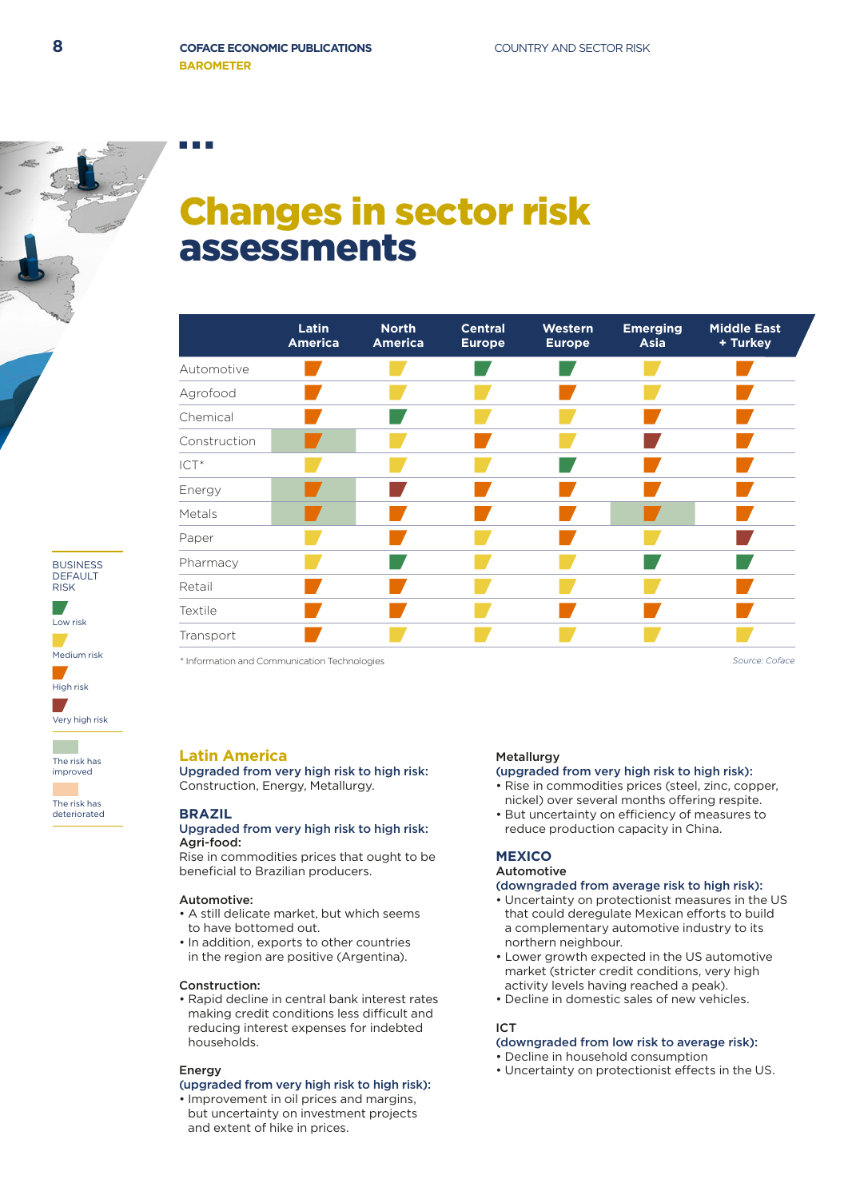# Changes in sector risk assessments

| | Latin America | North America | Central Europe | Western Europe | Emerging Asia | Middle East + Turkey |
|---|---|---|---|---|---|---|
| Automotive | High risk | Medium risk | Low risk | Low risk | Medium risk | High risk |
| Agrofood | High risk | Medium risk | Medium risk | High risk | Medium risk | High risk |
| Chemical | High risk | Low risk | Medium risk | Medium risk | High risk | High risk |
| Construction | High risk (The risk has improved) | Medium risk | High risk | Medium risk | Very high risk | High risk |
| ICT* | Medium risk | Medium risk | Medium risk | Low risk | High risk | High risk |
| Energy | High risk (The risk has improved) | Very high risk | High risk | High risk | High risk | High risk |
| Metals | High risk (The risk has improved) | High risk | High risk | High risk | High risk (The risk has improved) | High risk |
| Paper | Medium risk | High risk | Medium risk | High risk | Medium risk | Very high risk |
| Pharmacy | Medium risk | Low risk | Medium risk | Medium risk | Low risk | Low risk |
| Retail | High risk | High risk | Medium risk | Medium risk | Medium risk | High risk |
| Textile | High risk | High risk | Medium risk | High risk | High risk | High risk |
| Transport | High risk | Medium risk | Medium risk | Medium risk | Medium risk | Medium risk |

\* Information and Communication Technologies

*Source: Coface*

BUSINESS DEFAULT RISK: Low risk / Medium risk / High risk / Very high risk

The risk has improved / The risk has deteriorated

## Latin America

Upgraded from very high risk to high risk:
Construction, Energy, Metallurgy.

### BRAZIL

Upgraded from very high risk to high risk:
**Agri-food:**
Rise in commodities prices that ought to be beneficial to Brazilian producers.

**Automotive:**
- A still delicate market, but which seems to have bottomed out.
- In addition, exports to other countries in the region are positive (Argentina).

**Construction:**
- Rapid decline in central bank interest rates making credit conditions less difficult and reducing interest expenses for indebted households.

**Energy**
(upgraded from very high risk to high risk):
- Improvement in oil prices and margins, but uncertainty on investment projects and extent of hike in prices.

**Metallurgy**
(upgraded from very high risk to high risk):
- Rise in commodities prices (steel, zinc, copper, nickel) over several months offering respite.
- But uncertainty on efficiency of measures to reduce production capacity in China.

### MEXICO

**Automotive**
(downgraded from average risk to high risk):
- Uncertainty on protectionist measures in the US that could deregulate Mexican efforts to build a complementary automotive industry to its northern neighbour.
- Lower growth expected in the US automotive market (stricter credit conditions, very high activity levels having reached a peak).
- Decline in domestic sales of new vehicles.

**ICT**
(downgraded from low risk to average risk):
- Decline in household consumption
- Uncertainty on protectionist effects in the US.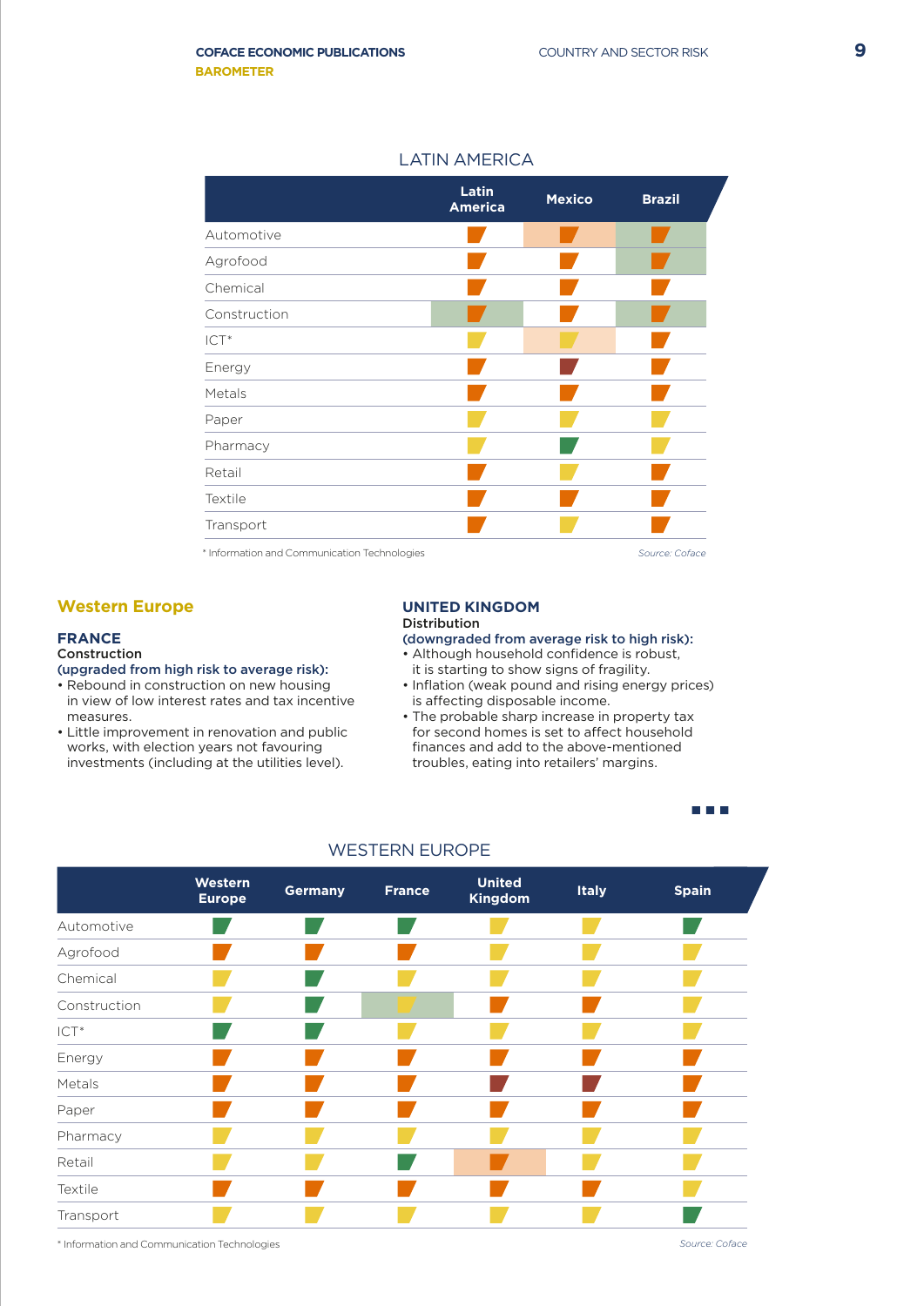## LATIN AMERICA

| | Latin America | Mexico | Brazil |
|---|---|---|---|
| Automotive | High risk | High risk (downgraded) | High risk (upgraded) |
| Agrofood | High risk | High risk | High risk (upgraded) |
| Chemical | High risk | High risk | High risk |
| Construction | High risk (upgraded) | High risk | High risk (upgraded) |
| ICT* | Medium risk | Medium risk (downgraded) | High risk |
| Energy | High risk | Very high risk | High risk |
| Metals | High risk | High risk | High risk |
| Paper | Medium risk | Medium risk | Medium risk |
| Pharmacy | Medium risk | Low risk | Medium risk |
| Retail | High risk | Medium risk | High risk |
| Textile | High risk | High risk | High risk |
| Transport | High risk | Medium risk | High risk |

\* Information and Communication Technologies

*Source: Coface*

## Western Europe

### FRANCE

**Construction**

**(upgraded from high risk to average risk):**

- Rebound in construction on new housing in view of low interest rates and tax incentive measures.
- Little improvement in renovation and public works, with election years not favouring investments (including at the utilities level).

### UNITED KINGDOM

**Distribution**

**(downgraded from average risk to high risk):**

- Although household confidence is robust, it is starting to show signs of fragility.
- Inflation (weak pound and rising energy prices) is affecting disposable income.
- The probable sharp increase in property tax for second homes is set to affect household finances and add to the above-mentioned troubles, eating into retailers' margins.

## WESTERN EUROPE

| | Western Europe | Germany | France | United Kingdom | Italy | Spain |
|---|---|---|---|---|---|---|
| Automotive | Low risk | Low risk | Low risk | Medium risk | Medium risk | Low risk |
| Agrofood | High risk | High risk | High risk | Medium risk | Medium risk | Medium risk |
| Chemical | Medium risk | Low risk | Medium risk | Medium risk | Medium risk | Medium risk |
| Construction | Medium risk | Low risk | Medium risk (upgraded) | High risk | High risk | Medium risk |
| ICT* | Low risk | Low risk | Medium risk | Medium risk | Medium risk | Medium risk |
| Energy | High risk | High risk | High risk | High risk | High risk | High risk |
| Metals | High risk | High risk | High risk | Very high risk | Very high risk | High risk |
| Paper | High risk | High risk | High risk | High risk | High risk | High risk |
| Pharmacy | Medium risk | Medium risk | Medium risk | Medium risk | Medium risk | Medium risk |
| Retail | Medium risk | Medium risk | Low risk | High risk (downgraded) | Medium risk | Medium risk |
| Textile | High risk | High risk | High risk | High risk | High risk | Medium risk |
| Transport | Medium risk | Medium risk | Medium risk | Medium risk | Medium risk | Low risk |

\* Information and Communication Technologies

*Source: Coface*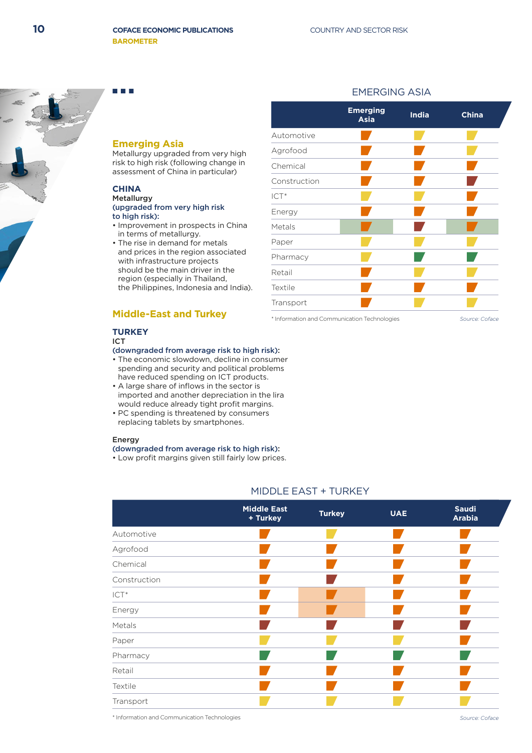## Emerging Asia

Metallurgy upgraded from very high risk to high risk (following change in assessment of China in particular)

### CHINA

**Metallurgy**

**(upgraded from very high risk to high risk):**

- Improvement in prospects in China in terms of metallurgy.
- The rise in demand for metals and prices in the region associated with infrastructure projects should be the main driver in the region (especially in Thailand, the Philippines, Indonesia and India).

## Middle-East and Turkey

### TURKEY

**ICT**

**(downgraded from average risk to high risk):**

- The economic slowdown, decline in consumer spending and security and political problems have reduced spending on ICT products.
- A large share of inflows in the sector is imported and another depreciation in the lira would reduce already tight profit margins.
- PC spending is threatened by consumers replacing tablets by smartphones.

**Energy**

**(downgraded from average risk to high risk):**

- Low profit margins given still fairly low prices.

### EMERGING ASIA

| | Emerging Asia | India | China |
|---|---|---|---|
| Automotive | High risk (orange) | Medium risk (yellow) | Medium risk (yellow) |
| Agrofood | High risk (orange) | High risk (orange) | Medium risk (yellow) |
| Chemical | High risk (orange) | High risk (orange) | High risk (orange) |
| Construction | High risk (orange) | High risk (orange) | Very high risk (red) |
| ICT* | Medium risk (yellow) | Medium risk (yellow) | High risk (orange) |
| Energy | High risk (orange) | High risk (orange) | High risk (orange) |
| Metals | High risk (orange) – highlighted | Very high risk (red) | High risk (orange) – highlighted |
| Paper | Medium risk (yellow) | Medium risk (yellow) | Medium risk (yellow) |
| Pharmacy | Medium risk (yellow) | Low risk (green) | Low risk (green) |
| Retail | High risk (orange) | Medium risk (yellow) | Medium risk (yellow) |
| Textile | High risk (orange) | High risk (orange) | High risk (orange) |
| Transport | High risk (orange) | Medium risk (yellow) | Medium risk (yellow) |

\* Information and Communication Technologies

*Source: Coface*

### MIDDLE EAST + TURKEY

| | Middle East + Turkey | Turkey | UAE | Saudi Arabia |
|---|---|---|---|---|
| Automotive | High risk (orange) | Medium risk (yellow) | High risk (orange) | High risk (orange) |
| Agrofood | High risk (orange) | High risk (orange) | High risk (orange) | High risk (orange) |
| Chemical | High risk (orange) | High risk (orange) | High risk (orange) | High risk (orange) |
| Construction | High risk (orange) | Very high risk (red) | High risk (orange) | High risk (orange) |
| ICT* | High risk (orange) | High risk (orange) – highlighted | High risk (orange) | High risk (orange) |
| Energy | High risk (orange) | High risk (orange) – highlighted | High risk (orange) | High risk (orange) |
| Metals | Very high risk (red) | Very high risk (red) | Very high risk (red) | Very high risk (red) |
| Paper | Medium risk (yellow) | Medium risk (yellow) | Medium risk (yellow) | High risk (orange) |
| Pharmacy | Low risk (green) | Low risk (green) | Low risk (green) | Low risk (green) |
| Retail | High risk (orange) | High risk (orange) | High risk (orange) | High risk (orange) |
| Textile | High risk (orange) | High risk (orange) | High risk (orange) | High risk (orange) |
| Transport | Medium risk (yellow) | Medium risk (yellow) | Medium risk (yellow) | Medium risk (yellow) |

\* Information and Communication Technologies

*Source: Coface*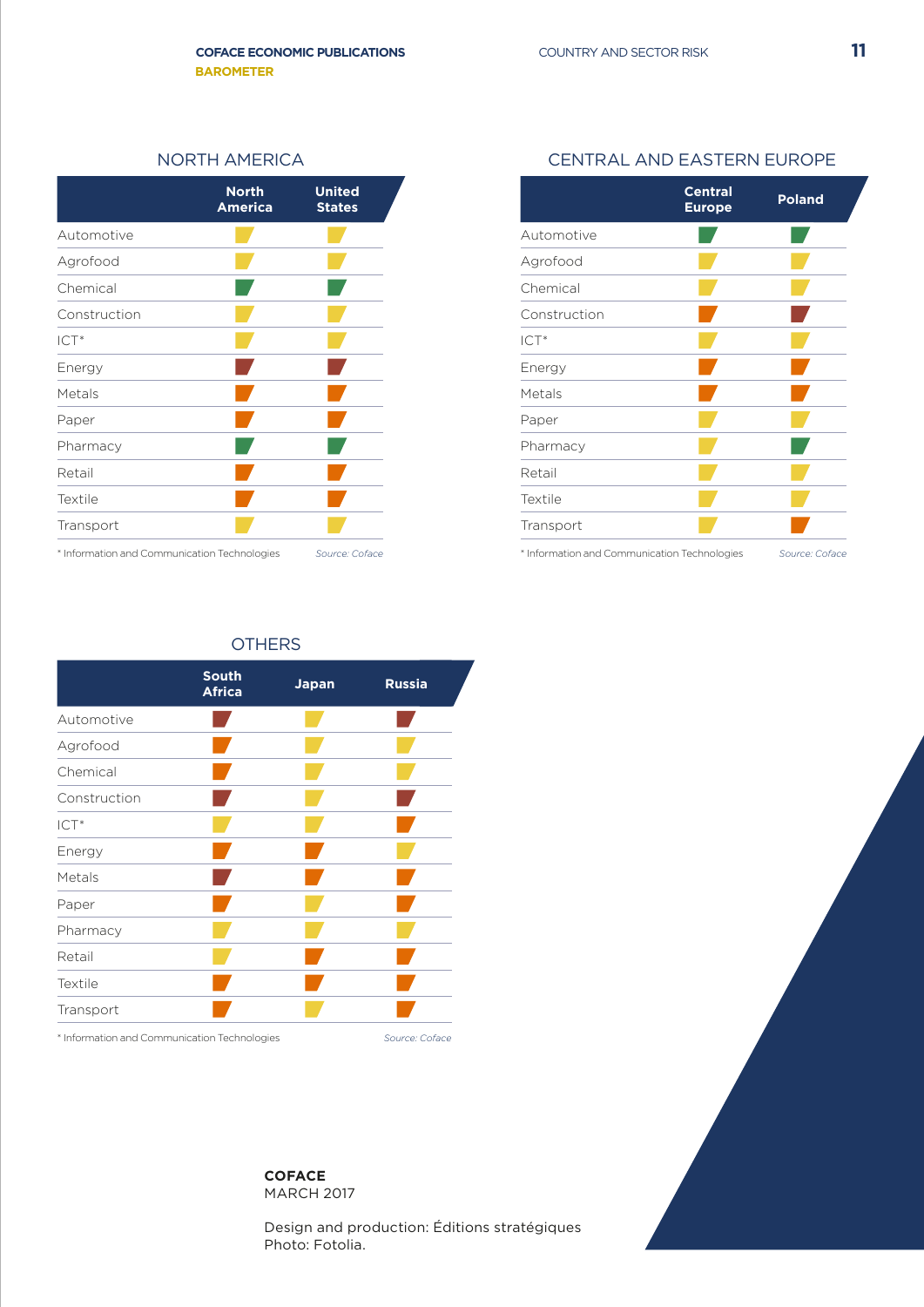## NORTH AMERICA

| | North America | United States |
|---|---|---|
| Automotive | Yellow | Yellow |
| Agrofood | Yellow | Yellow |
| Chemical | Green | Green |
| Construction | Yellow | Yellow |
| ICT* | Yellow | Yellow |
| Energy | Red | Red |
| Metals | Orange | Orange |
| Paper | Orange | Orange |
| Pharmacy | Green | Green |
| Retail | Orange | Orange |
| Textile | Orange | Orange |
| Transport | Yellow | Yellow |

\* Information and Communication Technologies

*Source: Coface*

## CENTRAL AND EASTERN EUROPE

| | Central Europe | Poland |
|---|---|---|
| Automotive | Green | Green |
| Agrofood | Yellow | Yellow |
| Chemical | Yellow | Yellow |
| Construction | Orange | Red |
| ICT* | Yellow | Yellow |
| Energy | Orange | Orange |
| Metals | Orange | Orange |
| Paper | Yellow | Yellow |
| Pharmacy | Yellow | Green |
| Retail | Yellow | Yellow |
| Textile | Yellow | Yellow |
| Transport | Yellow | Orange |

\* Information and Communication Technologies

*Source: Coface*

## OTHERS

| | South Africa | Japan | Russia |
|---|---|---|---|
| Automotive | Red | Yellow | Red |
| Agrofood | Orange | Yellow | Yellow |
| Chemical | Orange | Yellow | Yellow |
| Construction | Red | Yellow | Red |
| ICT* | Yellow | Yellow | Orange |
| Energy | Orange | Orange | Yellow |
| Metals | Red | Orange | Orange |
| Paper | Orange | Yellow | Orange |
| Pharmacy | Yellow | Yellow | Yellow |
| Retail | Yellow | Orange | Orange |
| Textile | Orange | Orange | Orange |
| Transport | Orange | Yellow | Orange |

\* Information and Communication Technologies

*Source: Coface*

**COFACE**
MARCH 2017

Design and production: Éditions stratégiques
Photo: Fotolia.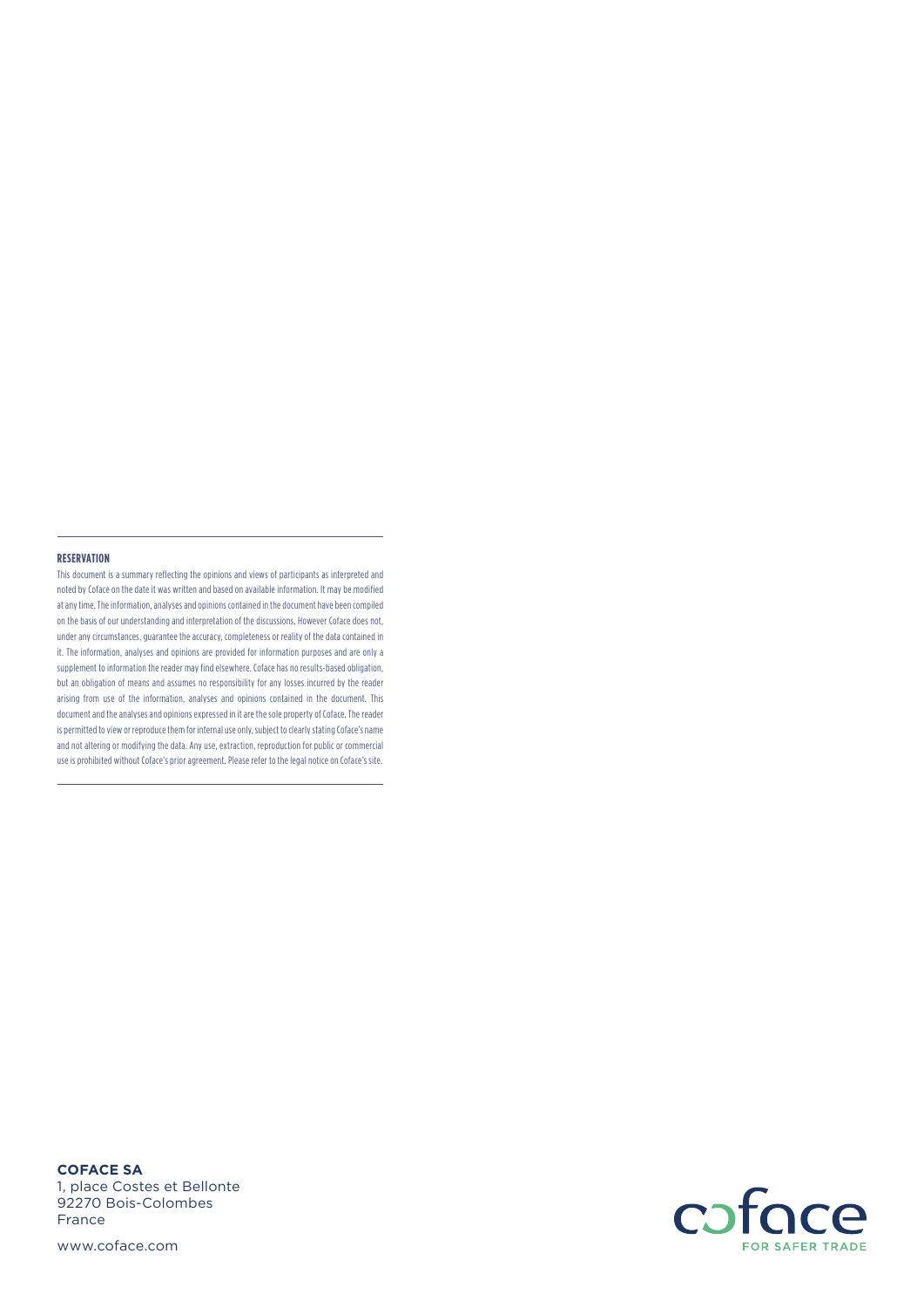**RESERVATION**

This document is a summary reflecting the opinions and views of participants as interpreted and noted by Coface on the date it was written and based on available information. It may be modified at any time. The information, analyses and opinions contained in the document have been compiled on the basis of our understanding and interpretation of the discussions. However Coface does not, under any circumstances, guarantee the accuracy, completeness or reality of the data contained in it. The information, analyses and opinions are provided for information purposes and are only a supplement to information the reader may find elsewhere. Coface has no results-based obligation, but an obligation of means and assumes no responsibility for any losses incurred by the reader arising from use of the information, analyses and opinions contained in the document. This document and the analyses and opinions expressed in it are the sole property of Coface. The reader is permitted to view or reproduce them for internal use only, subject to clearly stating Coface's name and not altering or modifying the data. Any use, extraction, reproduction for public or commercial use is prohibited without Coface's prior agreement. Please refer to the legal notice on Coface's site.

**COFACE SA**
1, place Costes et Bellonte
92270 Bois-Colombes
France

www.coface.com

coface
FOR SAFER TRADE